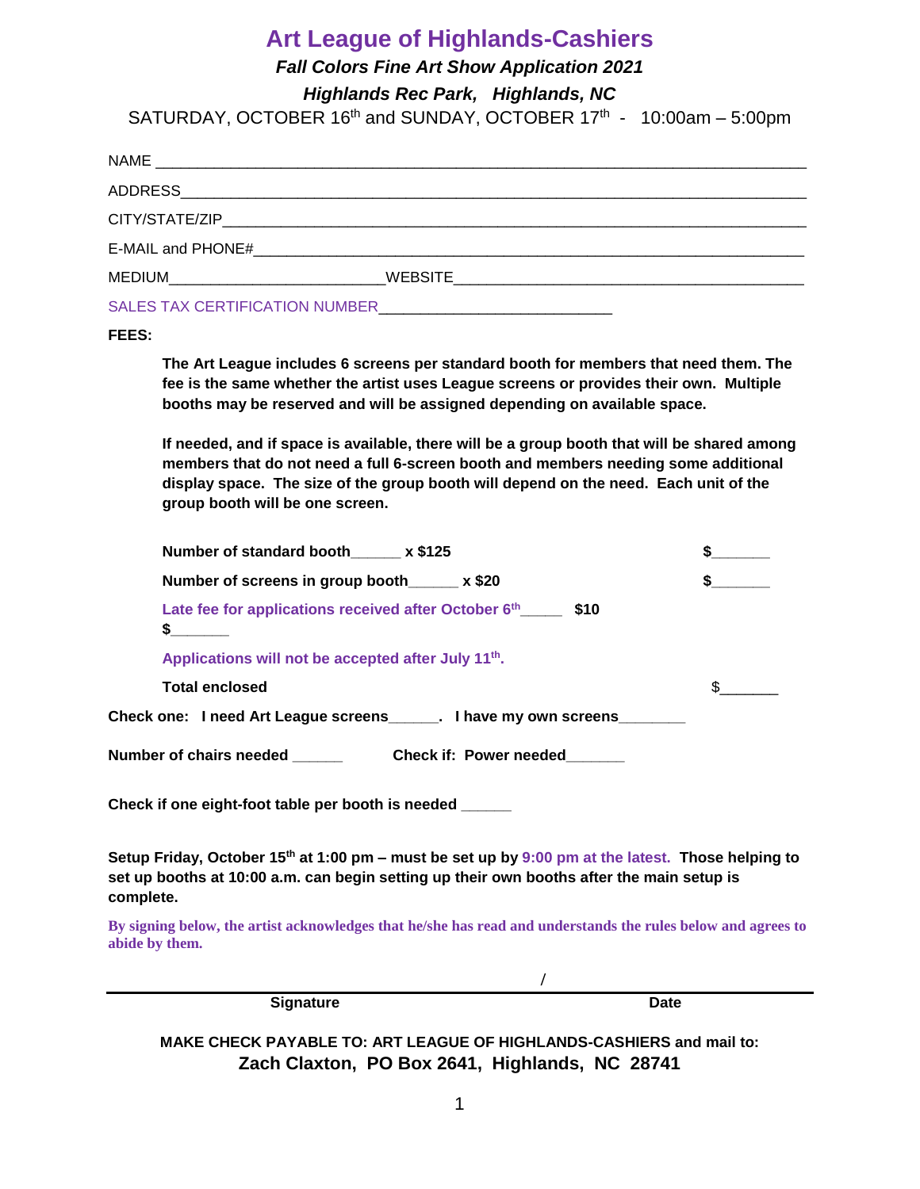# Art League of Highlands-Cashiers

***Fall Colors Fine Art Show Application 2021***

***Highlands Rec Park, Highlands, NC***

SATURDAY, OCTOBER 16th and SUNDAY, OCTOBER 17th - 10:00am – 5:00pm

NAME ______________________________________________________________________

ADDRESS____________________________________________________________________

CITY/STATE/ZIP______________________________________________________________

E-MAIL and PHONE#__________________________________________________________

MEDIUM________________________WEBSITE_________________________________________

SALES TAX CERTIFICATION NUMBER__________________________

**FEES:**

**The Art League includes 6 screens per standard booth for members that need them. The fee is the same whether the artist uses League screens or provides their own. Multiple booths may be reserved and will be assigned depending on available space.**

**If needed, and if space is available, there will be a group booth that will be shared among members that do not need a full 6-screen booth and members needing some additional display space. The size of the group booth will depend on the need. Each unit of the group booth will be one screen.**

**Number of standard booth______ x $125** **$_______**

**Number of screens in group booth______ x $20** **$_______**

**Late fee for applications received after October 6th_____ $10** **$_______**

**Applications will not be accepted after July 11th.**

**Total enclosed** $_______

**Check one: I need Art League screens______. I have my own screens________**

**Number of chairs needed ______** **Check if: Power needed_______**

**Check if one eight-foot table per booth is needed ______**

**Setup Friday, October 15th at 1:00 pm – must be set up by 9:00 pm at the latest. Those helping to set up booths at 10:00 a.m. can begin setting up their own booths after the main setup is complete.**

**By signing below, the artist acknowledges that he/she has read and understands the rules below and agrees to abide by them.**

/

**Signature** **Date**

**MAKE CHECK PAYABLE TO: ART LEAGUE OF HIGHLANDS-CASHIERS and mail to:**
**Zach Claxton, PO Box 2641, Highlands, NC 28741**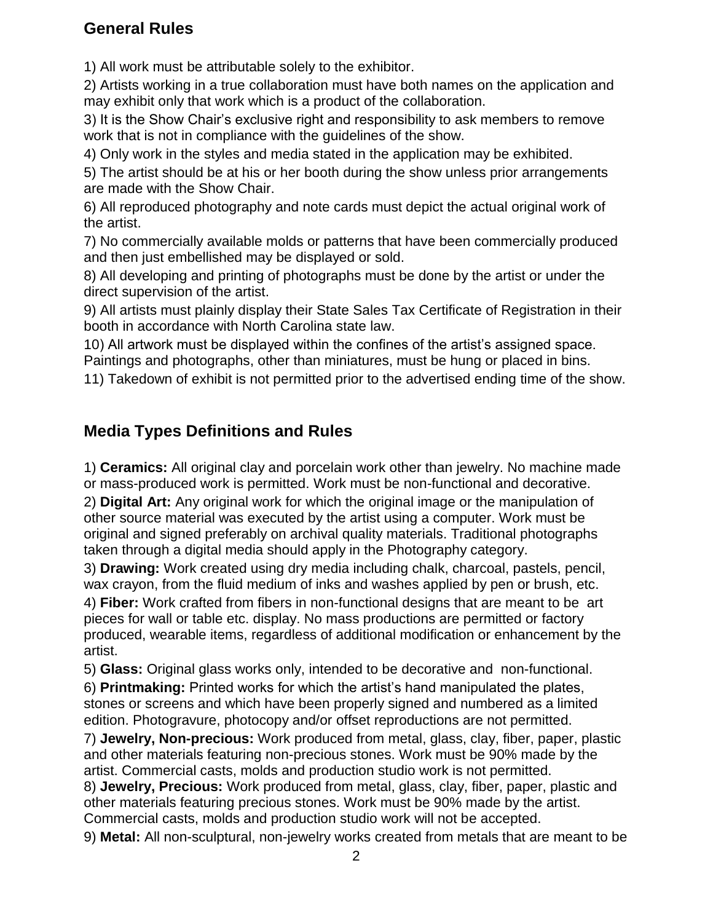## General Rules

1) All work must be attributable solely to the exhibitor.

2) Artists working in a true collaboration must have both names on the application and may exhibit only that work which is a product of the collaboration.

3) It is the Show Chair's exclusive right and responsibility to ask members to remove work that is not in compliance with the guidelines of the show.

4) Only work in the styles and media stated in the application may be exhibited.

5) The artist should be at his or her booth during the show unless prior arrangements are made with the Show Chair.

6) All reproduced photography and note cards must depict the actual original work of the artist.

7) No commercially available molds or patterns that have been commercially produced and then just embellished may be displayed or sold.

8) All developing and printing of photographs must be done by the artist or under the direct supervision of the artist.

9) All artists must plainly display their State Sales Tax Certificate of Registration in their booth in accordance with North Carolina state law.

10) All artwork must be displayed within the confines of the artist's assigned space. Paintings and photographs, other than miniatures, must be hung or placed in bins.

11) Takedown of exhibit is not permitted prior to the advertised ending time of the show.

## Media Types Definitions and Rules

1) **Ceramics:** All original clay and porcelain work other than jewelry. No machine made or mass-produced work is permitted. Work must be non-functional and decorative.

2) **Digital Art:** Any original work for which the original image or the manipulation of other source material was executed by the artist using a computer. Work must be original and signed preferably on archival quality materials. Traditional photographs taken through a digital media should apply in the Photography category.

3) **Drawing:** Work created using dry media including chalk, charcoal, pastels, pencil, wax crayon, from the fluid medium of inks and washes applied by pen or brush, etc.

4) **Fiber:** Work crafted from fibers in non-functional designs that are meant to be art pieces for wall or table etc. display. No mass productions are permitted or factory produced, wearable items, regardless of additional modification or enhancement by the artist.

5) **Glass:** Original glass works only, intended to be decorative and non-functional.

6) **Printmaking:** Printed works for which the artist's hand manipulated the plates, stones or screens and which have been properly signed and numbered as a limited edition. Photogravure, photocopy and/or offset reproductions are not permitted.

7) **Jewelry, Non-precious:** Work produced from metal, glass, clay, fiber, paper, plastic and other materials featuring non-precious stones. Work must be 90% made by the artist. Commercial casts, molds and production studio work is not permitted.

8) **Jewelry, Precious:** Work produced from metal, glass, clay, fiber, paper, plastic and other materials featuring precious stones. Work must be 90% made by the artist. Commercial casts, molds and production studio work will not be accepted.

9) **Metal:** All non-sculptural, non-jewelry works created from metals that are meant to be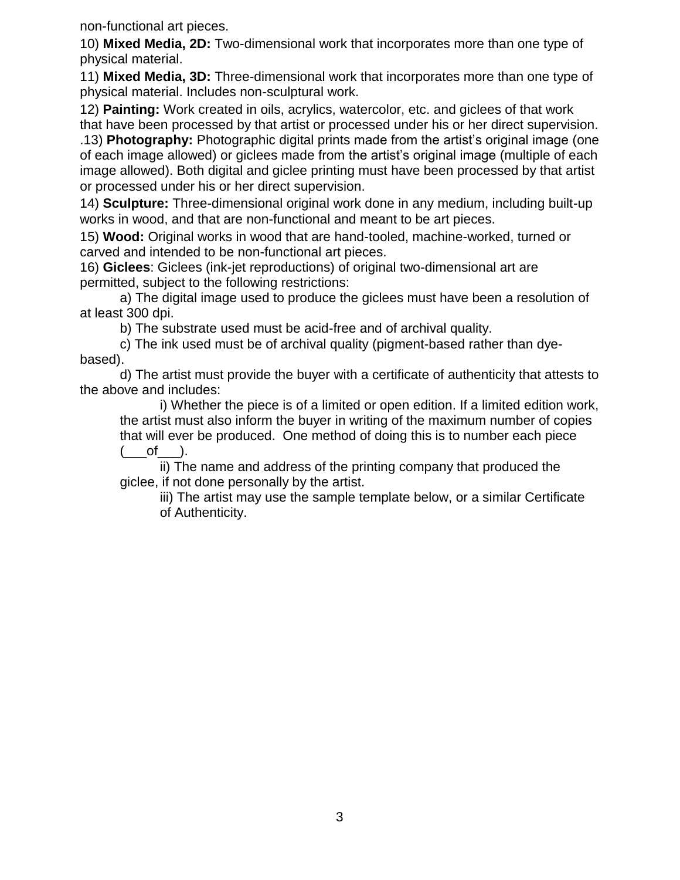non-functional art pieces.

10) **Mixed Media, 2D:** Two-dimensional work that incorporates more than one type of physical material.

11) **Mixed Media, 3D:** Three-dimensional work that incorporates more than one type of physical material. Includes non-sculptural work.

12) **Painting:** Work created in oils, acrylics, watercolor, etc. and giclees of that work that have been processed by that artist or processed under his or her direct supervision.

.13) **Photography:** Photographic digital prints made from the artist's original image (one of each image allowed) or giclees made from the artist's original image (multiple of each image allowed). Both digital and giclee printing must have been processed by that artist or processed under his or her direct supervision.

14) **Sculpture:** Three-dimensional original work done in any medium, including built-up works in wood, and that are non-functional and meant to be art pieces.

15) **Wood:** Original works in wood that are hand-tooled, machine-worked, turned or carved and intended to be non-functional art pieces.

16) **Giclees**: Giclees (ink-jet reproductions) of original two-dimensional art are permitted, subject to the following restrictions:

a) The digital image used to produce the giclees must have been a resolution of at least 300 dpi.

b) The substrate used must be acid-free and of archival quality.

c) The ink used must be of archival quality (pigment-based rather than dye-based).

d) The artist must provide the buyer with a certificate of authenticity that attests to the above and includes:

i) Whether the piece is of a limited or open edition. If a limited edition work, the artist must also inform the buyer in writing of the maximum number of copies that will ever be produced. One method of doing this is to number each piece (___of___).

ii) The name and address of the printing company that produced the giclee, if not done personally by the artist.

iii) The artist may use the sample template below, or a similar Certificate of Authenticity.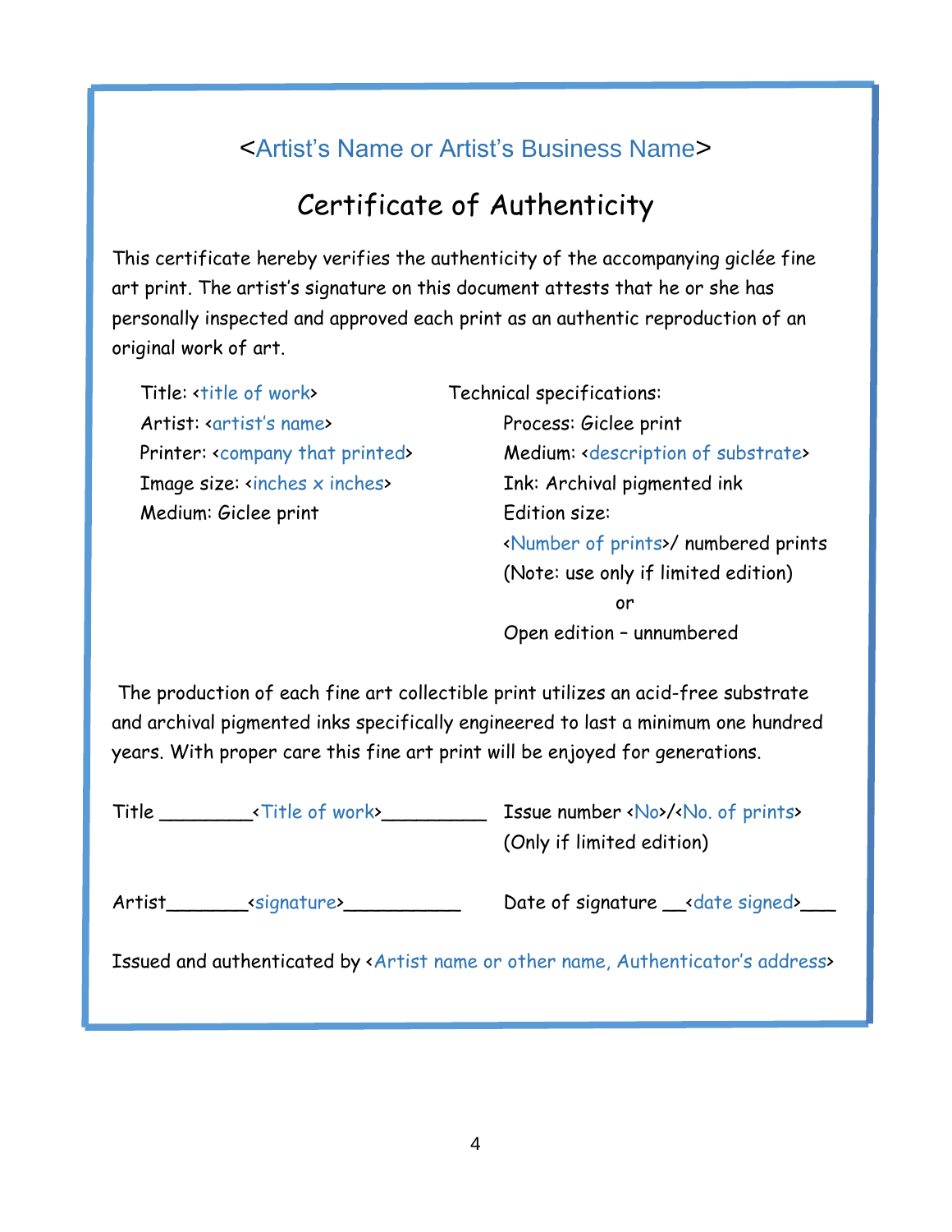<Artist's Name or Artist's Business Name>

# Certificate of Authenticity

This certificate hereby verifies the authenticity of the accompanying giclée fine art print. The artist's signature on this document attests that he or she has personally inspected and approved each print as an authentic reproduction of an original work of art.

Title: <title of work>
Artist: <artist's name>
Printer: <company that printed>
Image size: <inches x inches>
Medium: Giclee print

Technical specifications:
Process: Giclee print
Medium: <description of substrate>
Ink: Archival pigmented ink
Edition size:
<Number of prints>/ numbered prints
(Note: use only if limited edition)
or
Open edition – unnumbered

The production of each fine art collectible print utilizes an acid-free substrate and archival pigmented inks specifically engineered to last a minimum one hundred years. With proper care this fine art print will be enjoyed for generations.

Title ________<Title of work>_________

Issue number <No>/<No. of prints>
(Only if limited edition)

Artist_______<signature>__________

Date of signature __<date signed>___

Issued and authenticated by <Artist name or other name, Authenticator's address>